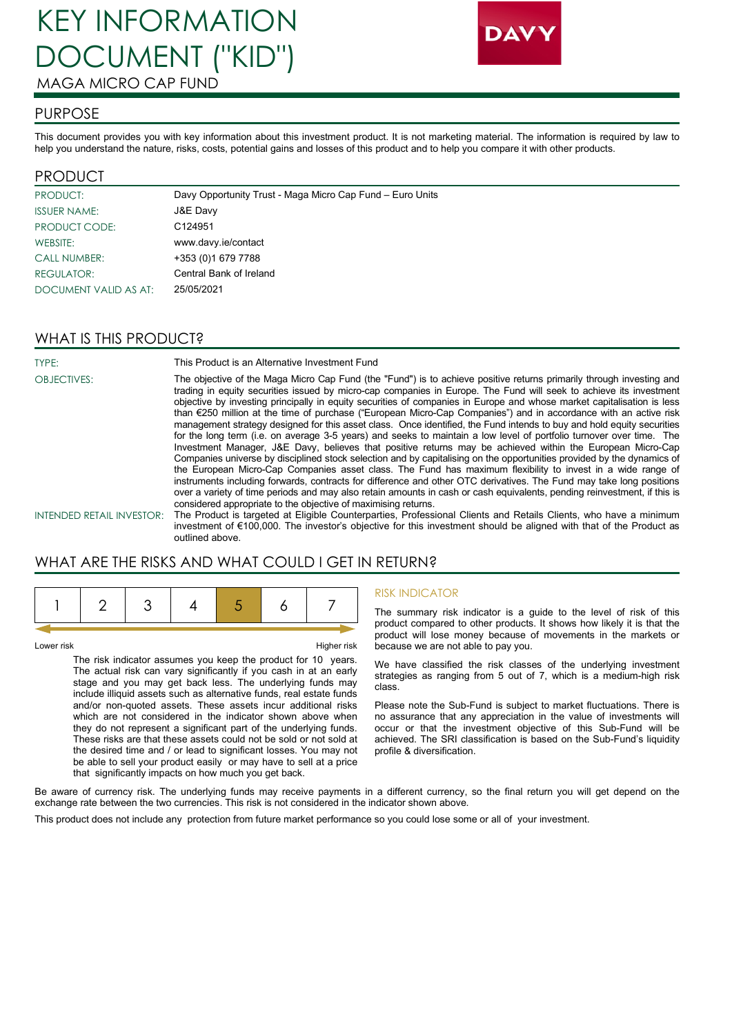# KEY INFORMATION DOCUMENT ("KID")

MAGA MICRO CAP FUND

DAVY

## PURPOSE

This document provides you with key information about this investment product. It is not marketing material. The information is required by law to help you understand the nature, risks, costs, potential gains and losses of this product and to help you compare it with other products.

## PRODUCT

| | |
|---|---|
| PRODUCT: | Davy Opportunity Trust - Maga Micro Cap Fund – Euro Units |
| ISSUER NAME: | J&E Davy |
| PRODUCT CODE: | C124951 |
| WEBSITE: | www.davy.ie/contact |
| CALL NUMBER: | +353 (0)1 679 7788 |
| REGULATOR: | Central Bank of Ireland |
| DOCUMENT VALID AS AT: | 25/05/2021 |

## WHAT IS THIS PRODUCT?

**TYPE:** This Product is an Alternative Investment Fund

**OBJECTIVES:** The objective of the Maga Micro Cap Fund (the "Fund") is to achieve positive returns primarily through investing and trading in equity securities issued by micro-cap companies in Europe. The Fund will seek to achieve its investment objective by investing principally in equity securities of companies in Europe and whose market capitalisation is less than €250 million at the time of purchase ("European Micro-Cap Companies") and in accordance with an active risk management strategy designed for this asset class. Once identified, the Fund intends to buy and hold equity securities for the long term (i.e. on average 3-5 years) and seeks to maintain a low level of portfolio turnover over time. The Investment Manager, J&E Davy, believes that positive returns may be achieved within the European Micro-Cap Companies universe by disciplined stock selection and by capitalising on the opportunities provided by the dynamics of the European Micro-Cap Companies asset class. The Fund has maximum flexibility to invest in a wide range of instruments including forwards, contracts for difference and other OTC derivatives. The Fund may take long positions over a variety of time periods and may also retain amounts in cash or cash equivalents, pending reinvestment, if this is considered appropriate to the objective of maximising returns.

**INTENDED RETAIL INVESTOR:** The Product is targeted at Eligible Counterparties, Professional Clients and Retails Clients, who have a minimum investment of €100,000. The investor's objective for this investment should be aligned with that of the Product as outlined above.

## WHAT ARE THE RISKS AND WHAT COULD I GET IN RETURN?

| 1 | 2 | 3 | 4 | **5** | 6 | 7 |
|---|---|---|---|---|---|---|

Lower risk — Higher risk

The risk indicator assumes you keep the product for 10 years. The actual risk can vary significantly if you cash in at an early stage and you may get back less. The underlying funds may include illiquid assets such as alternative funds, real estate funds and/or non-quoted assets. These assets incur additional risks which are not considered in the indicator shown above when they do not represent a significant part of the underlying funds. These risks are that these assets could not be sold or not sold at the desired time and / or lead to significant losses. You may not be able to sell your product easily or may have to sell at a price that significantly impacts on how much you get back.

### RISK INDICATOR

The summary risk indicator is a guide to the level of risk of this product compared to other products. It shows how likely it is that the product will lose money because of movements in the markets or because we are not able to pay you.

We have classified the risk classes of the underlying investment strategies as ranging from 5 out of 7, which is a medium-high risk class.

Please note the Sub-Fund is subject to market fluctuations. There is no assurance that any appreciation in the value of investments will occur or that the investment objective of this Sub-Fund will be achieved. The SRI classification is based on the Sub-Fund's liquidity profile & diversification.

Be aware of currency risk. The underlying funds may receive payments in a different currency, so the final return you will get depend on the exchange rate between the two currencies. This risk is not considered in the indicator shown above.

This product does not include any protection from future market performance so you could lose some or all of your investment.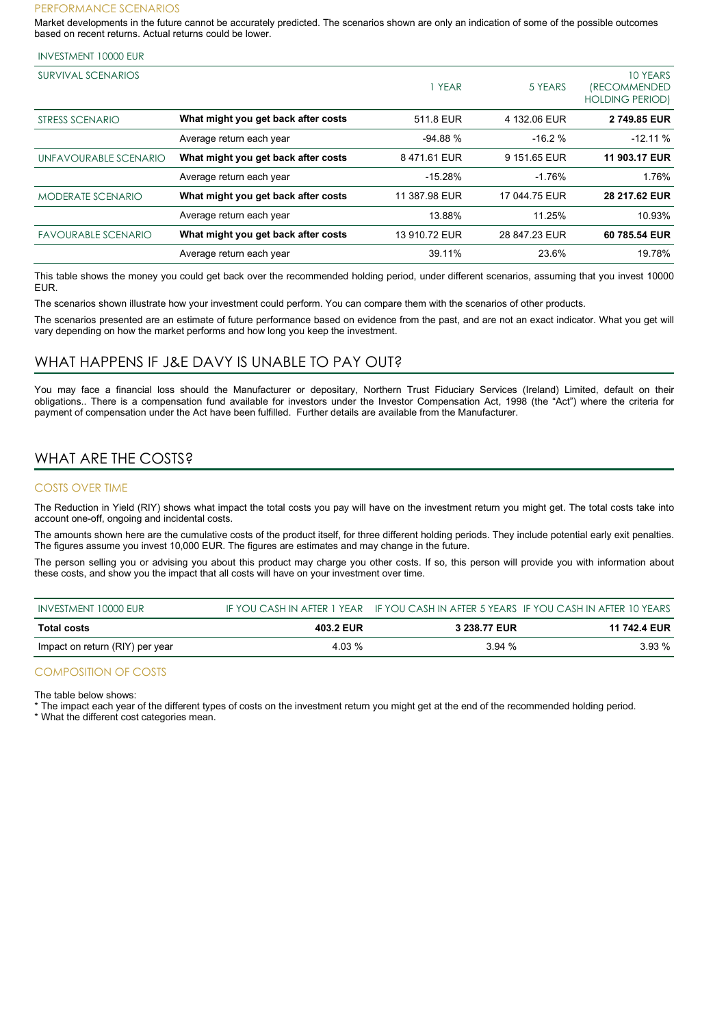### PERFORMANCE SCENARIOS

Market developments in the future cannot be accurately predicted. The scenarios shown are only an indication of some of the possible outcomes based on recent returns. Actual returns could be lower.

INVESTMENT 10000 EUR

| SURVIVAL SCENARIOS | | 1 YEAR | 5 YEARS | 10 YEARS (RECOMMENDED HOLDING PERIOD) |
|---|---|---|---|---|
| STRESS SCENARIO | **What might you get back after costs** | 511.8 EUR | 4 132.06 EUR | **2 749.85 EUR** |
| | Average return each year | -94.88 % | -16.2 % | -12.11 % |
| UNFAVOURABLE SCENARIO | **What might you get back after costs** | 8 471.61 EUR | 9 151.65 EUR | **11 903.17 EUR** |
| | Average return each year | -15.28% | -1.76% | 1.76% |
| MODERATE SCENARIO | **What might you get back after costs** | 11 387.98 EUR | 17 044.75 EUR | **28 217.62 EUR** |
| | Average return each year | 13.88% | 11.25% | 10.93% |
| FAVOURABLE SCENARIO | **What might you get back after costs** | 13 910.72 EUR | 28 847.23 EUR | **60 785.54 EUR** |
| | Average return each year | 39.11% | 23.6% | 19.78% |

This table shows the money you could get back over the recommended holding period, under different scenarios, assuming that you invest 10000 EUR.

The scenarios shown illustrate how your investment could perform. You can compare them with the scenarios of other products.

The scenarios presented are an estimate of future performance based on evidence from the past, and are not an exact indicator. What you get will vary depending on how the market performs and how long you keep the investment.

## WHAT HAPPENS IF J&E DAVY IS UNABLE TO PAY OUT?

You may face a financial loss should the Manufacturer or depositary, Northern Trust Fiduciary Services (Ireland) Limited, default on their obligations.. There is a compensation fund available for investors under the Investor Compensation Act, 1998 (the "Act") where the criteria for payment of compensation under the Act have been fulfilled. Further details are available from the Manufacturer.

## WHAT ARE THE COSTS?

### COSTS OVER TIME

The Reduction in Yield (RIY) shows what impact the total costs you pay will have on the investment return you might get. The total costs take into account one-off, ongoing and incidental costs.

The amounts shown here are the cumulative costs of the product itself, for three different holding periods. They include potential early exit penalties. The figures assume you invest 10,000 EUR. The figures are estimates and may change in the future.

The person selling you or advising you about this product may charge you other costs. If so, this person will provide you with information about these costs, and show you the impact that all costs will have on your investment over time.

| INVESTMENT 10000 EUR | IF YOU CASH IN AFTER 1 YEAR | IF YOU CASH IN AFTER 5 YEARS | IF YOU CASH IN AFTER 10 YEARS |
|---|---|---|---|
| **Total costs** | **403.2 EUR** | **3 238.77 EUR** | **11 742.4 EUR** |
| Impact on return (RIY) per year | 4.03 % | 3.94 % | 3.93 % |

### COMPOSITION OF COSTS

The table below shows:
* The impact each year of the different types of costs on the investment return you might get at the end of the recommended holding period.
* What the different cost categories mean.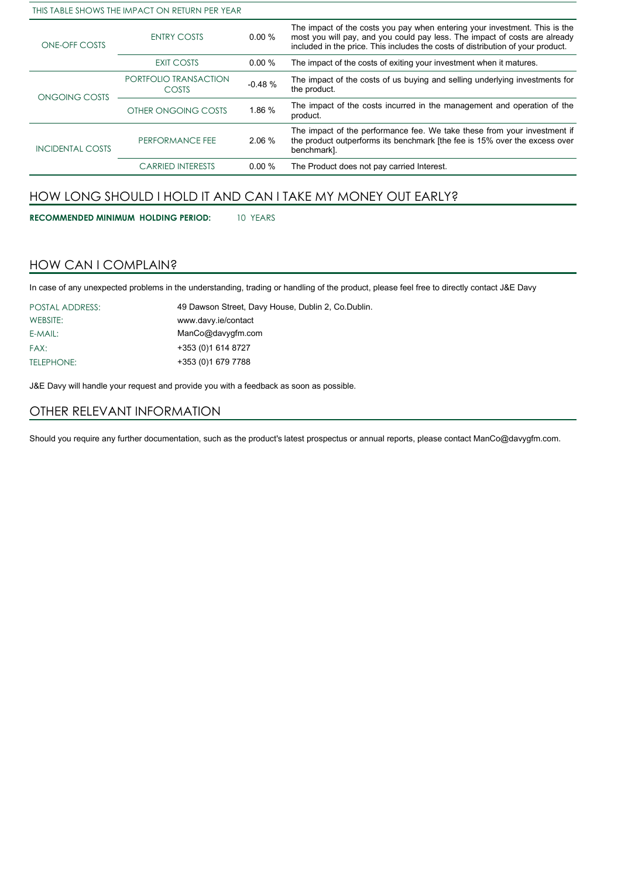| THIS TABLE SHOWS THE IMPACT ON RETURN PER YEAR | | | |
|---|---|---|---|
| ONE-OFF COSTS | ENTRY COSTS | 0.00 % | The impact of the costs you pay when entering your investment. This is the most you will pay, and you could pay less. The impact of costs are already included in the price. This includes the costs of distribution of your product. |
| | EXIT COSTS | 0.00 % | The impact of the costs of exiting your investment when it matures. |
| ONGOING COSTS | PORTFOLIO TRANSACTION COSTS | -0.48 % | The impact of the costs of us buying and selling underlying investments for the product. |
| | OTHER ONGOING COSTS | 1.86 % | The impact of the costs incurred in the management and operation of the product. |
| INCIDENTAL COSTS | PERFORMANCE FEE | 2.06 % | The impact of the performance fee. We take these from your investment if the product outperforms its benchmark [the fee is 15% over the excess over benchmark]. |
| | CARRIED INTERESTS | 0.00 % | The Product does not pay carried Interest. |

## HOW LONG SHOULD I HOLD IT AND CAN I TAKE MY MONEY OUT EARLY?

**RECOMMENDED MINIMUM HOLDING PERIOD:** 10 YEARS

## HOW CAN I COMPLAIN?

In case of any unexpected problems in the understanding, trading or handling of the product, please feel free to directly contact J&E Davy

| | |
|---|---|
| POSTAL ADDRESS: | 49 Dawson Street, Davy House, Dublin 2, Co.Dublin. |
| WEBSITE: | www.davy.ie/contact |
| E-MAIL: | ManCo@davygfm.com |
| FAX: | +353 (0)1 614 8727 |
| TELEPHONE: | +353 (0)1 679 7788 |

J&E Davy will handle your request and provide you with a feedback as soon as possible.

## OTHER RELEVANT INFORMATION

Should you require any further documentation, such as the product's latest prospectus or annual reports, please contact ManCo@davygfm.com.